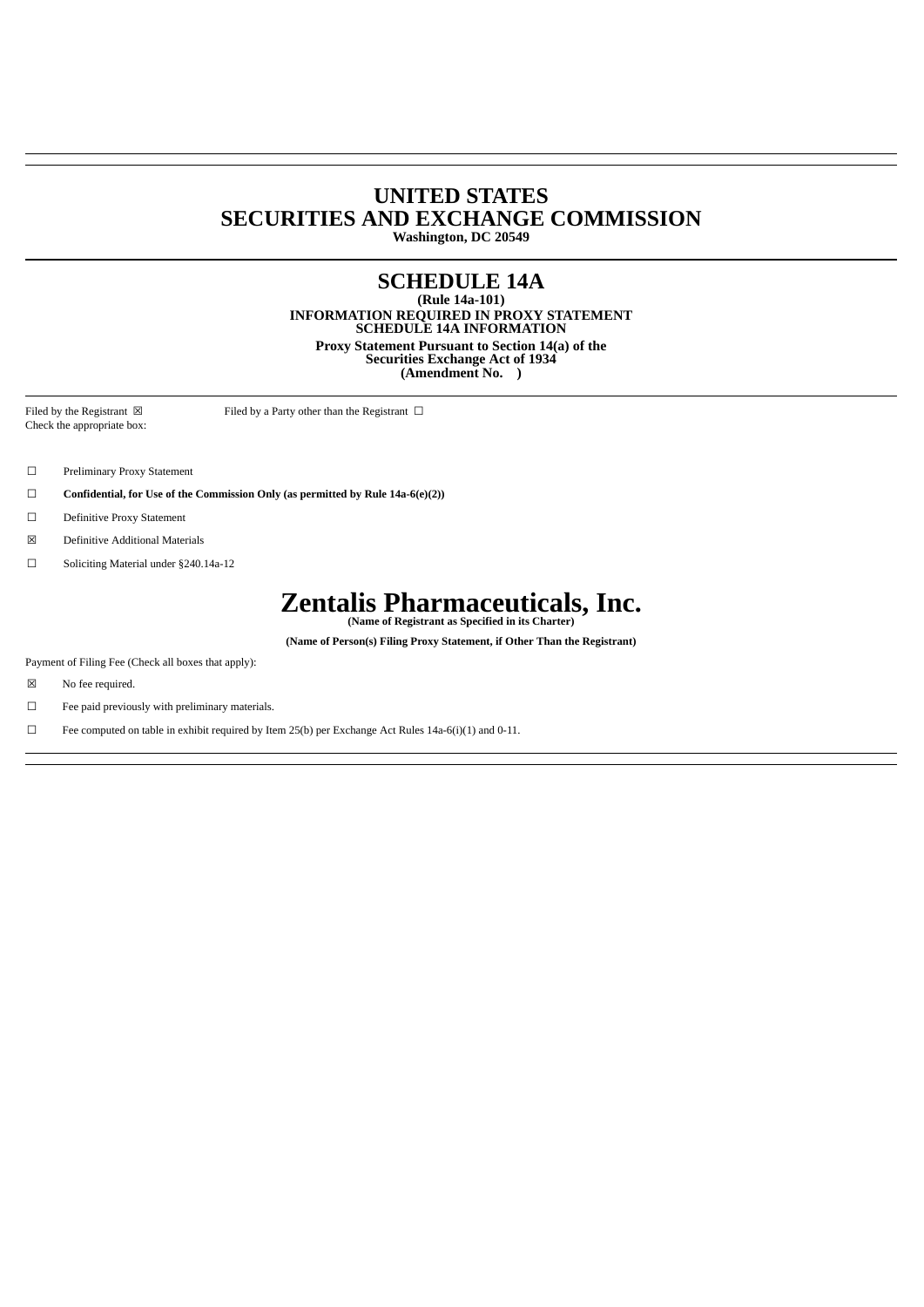# UNITED STATES
# SECURITIES AND EXCHANGE COMMISSION

**Washington, DC 20549**

## SCHEDULE 14A

**(Rule 14a-101)**
**INFORMATION REQUIRED IN PROXY STATEMENT**
**SCHEDULE 14A INFORMATION**

**Proxy Statement Pursuant to Section 14(a) of the Securities Exchange Act of 1934**
**(Amendment No. )**

Filed by the Registrant ☒ Filed by a Party other than the Registrant ☐

Check the appropriate box:

☐ Preliminary Proxy Statement

☐ **Confidential, for Use of the Commission Only (as permitted by Rule 14a-6(e)(2))**

☐ Definitive Proxy Statement

☒ Definitive Additional Materials

☐ Soliciting Material under §240.14a-12

# Zentalis Pharmaceuticals, Inc.

**(Name of Registrant as Specified in its Charter)**

**(Name of Person(s) Filing Proxy Statement, if Other Than the Registrant)**

Payment of Filing Fee (Check all boxes that apply):

☒ No fee required.

☐ Fee paid previously with preliminary materials.

☐ Fee computed on table in exhibit required by Item 25(b) per Exchange Act Rules 14a-6(i)(1) and 0-11.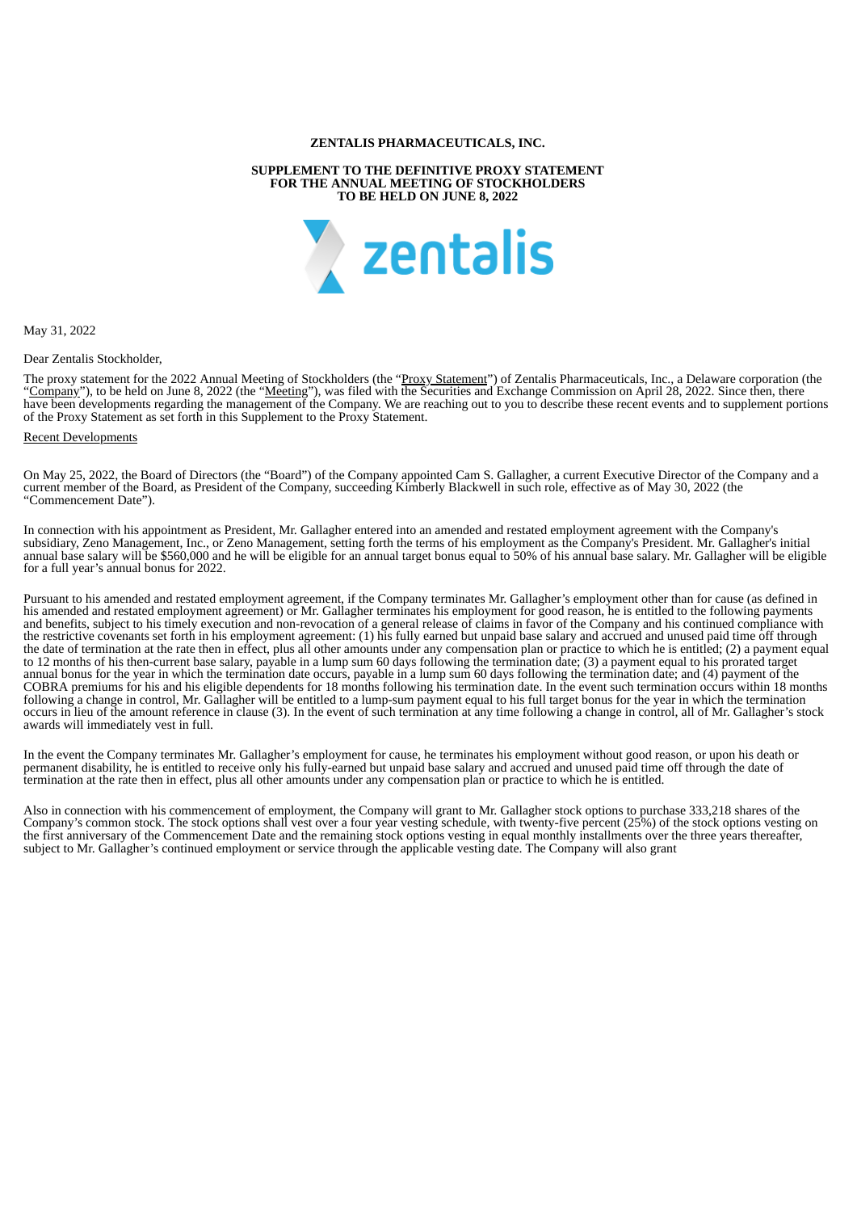**ZENTALIS PHARMACEUTICALS, INC.**

**SUPPLEMENT TO THE DEFINITIVE PROXY STATEMENT**
**FOR THE ANNUAL MEETING OF STOCKHOLDERS**
**TO BE HELD ON JUNE 8, 2022**

May 31, 2022

Dear Zentalis Stockholder,

The proxy statement for the 2022 Annual Meeting of Stockholders (the "Proxy Statement") of Zentalis Pharmaceuticals, Inc., a Delaware corporation (the "Company"), to be held on June 8, 2022 (the "Meeting"), was filed with the Securities and Exchange Commission on April 28, 2022. Since then, there have been developments regarding the management of the Company. We are reaching out to you to describe these recent events and to supplement portions of the Proxy Statement as set forth in this Supplement to the Proxy Statement.

Recent Developments

On May 25, 2022, the Board of Directors (the "Board") of the Company appointed Cam S. Gallagher, a current Executive Director of the Company and a current member of the Board, as President of the Company, succeeding Kimberly Blackwell in such role, effective as of May 30, 2022 (the "Commencement Date").

In connection with his appointment as President, Mr. Gallagher entered into an amended and restated employment agreement with the Company's subsidiary, Zeno Management, Inc., or Zeno Management, setting forth the terms of his employment as the Company's President. Mr. Gallagher's initial annual base salary will be $560,000 and he will be eligible for an annual target bonus equal to 50% of his annual base salary. Mr. Gallagher will be eligible for a full year's annual bonus for 2022.

Pursuant to his amended and restated employment agreement, if the Company terminates Mr. Gallagher's employment other than for cause (as defined in his amended and restated employment agreement) or Mr. Gallagher terminates his employment for good reason, he is entitled to the following payments and benefits, subject to his timely execution and non-revocation of a general release of claims in favor of the Company and his continued compliance with the restrictive covenants set forth in his employment agreement: (1) his fully earned but unpaid base salary and accrued and unused paid time off through the date of termination at the rate then in effect, plus all other amounts under any compensation plan or practice to which he is entitled; (2) a payment equal to 12 months of his then-current base salary, payable in a lump sum 60 days following the termination date; (3) a payment equal to his prorated target annual bonus for the year in which the termination date occurs, payable in a lump sum 60 days following the termination date; and (4) payment of the COBRA premiums for his and his eligible dependents for 18 months following his termination date. In the event such termination occurs within 18 months following a change in control, Mr. Gallagher will be entitled to a lump-sum payment equal to his full target bonus for the year in which the termination occurs in lieu of the amount reference in clause (3). In the event of such termination at any time following a change in control, all of Mr. Gallagher's stock awards will immediately vest in full.

In the event the Company terminates Mr. Gallagher's employment for cause, he terminates his employment without good reason, or upon his death or permanent disability, he is entitled to receive only his fully-earned but unpaid base salary and accrued and unused paid time off through the date of termination at the rate then in effect, plus all other amounts under any compensation plan or practice to which he is entitled.

Also in connection with his commencement of employment, the Company will grant to Mr. Gallagher stock options to purchase 333,218 shares of the Company's common stock. The stock options shall vest over a four year vesting schedule, with twenty-five percent (25%) of the stock options vesting on the first anniversary of the Commencement Date and the remaining stock options vesting in equal monthly installments over the three years thereafter, subject to Mr. Gallagher's continued employment or service through the applicable vesting date. The Company will also grant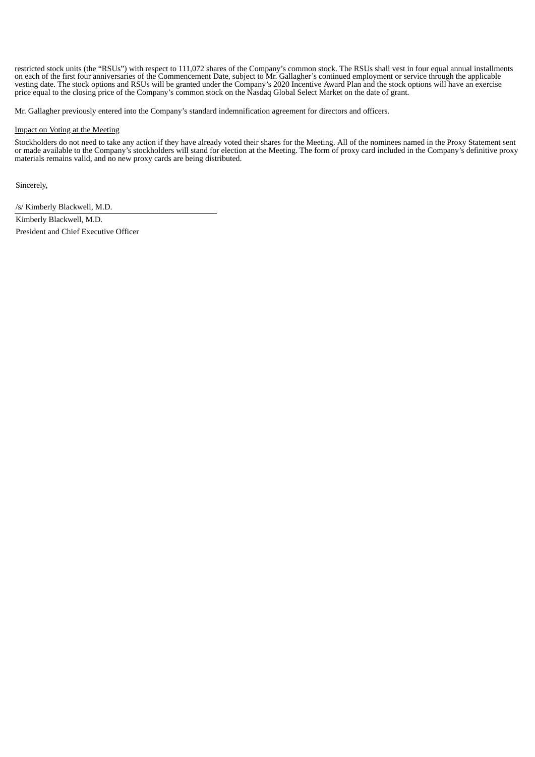restricted stock units (the "RSUs") with respect to 111,072 shares of the Company's common stock. The RSUs shall vest in four equal annual installments on each of the first four anniversaries of the Commencement Date, subject to Mr. Gallagher's continued employment or service through the applicable vesting date. The stock options and RSUs will be granted under the Company's 2020 Incentive Award Plan and the stock options will have an exercise price equal to the closing price of the Company's common stock on the Nasdaq Global Select Market on the date of grant.

Mr. Gallagher previously entered into the Company's standard indemnification agreement for directors and officers.

Impact on Voting at the Meeting

Stockholders do not need to take any action if they have already voted their shares for the Meeting. All of the nominees named in the Proxy Statement sent or made available to the Company's stockholders will stand for election at the Meeting. The form of proxy card included in the Company's definitive proxy materials remains valid, and no new proxy cards are being distributed.

Sincerely,

/s/ Kimberly Blackwell, M.D.

Kimberly Blackwell, M.D.

President and Chief Executive Officer